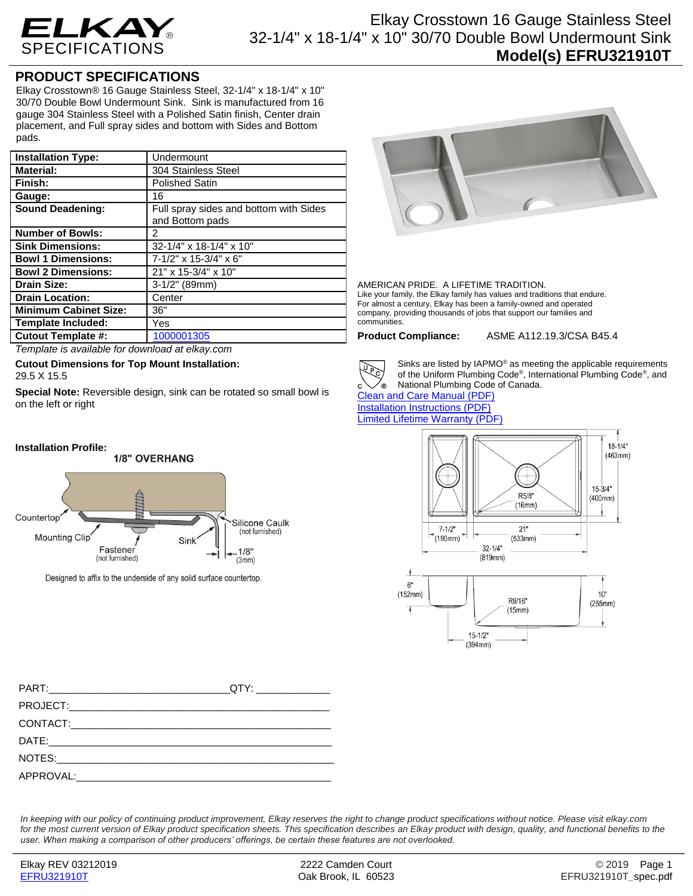# ELKAY SPECIFICATIONS

## Elkay Crosstown 16 Gauge Stainless Steel 32-1/4" x 18-1/4" x 10" 30/70 Double Bowl Undermount Sink

## Model(s) EFRU321910T

## PRODUCT SPECIFICATIONS

Elkay Crosstown® 16 Gauge Stainless Steel, 32-1/4" x 18-1/4" x 10" 30/70 Double Bowl Undermount Sink. Sink is manufactured from 16 gauge 304 Stainless Steel with a Polished Satin finish, Center drain placement, and Full spray sides and bottom with Sides and Bottom pads.

| | |
|---|---|
| **Installation Type:** | Undermount |
| **Material:** | 304 Stainless Steel |
| **Finish:** | Polished Satin |
| **Gauge:** | 16 |
| **Sound Deadening:** | Full spray sides and bottom with Sides and Bottom pads |
| **Number of Bowls:** | 2 |
| **Sink Dimensions:** | 32-1/4" x 18-1/4" x 10" |
| **Bowl 1 Dimensions:** | 7-1/2" x 15-3/4" x 6" |
| **Bowl 2 Dimensions:** | 21" x 15-3/4" x 10" |
| **Drain Size:** | 3-1/2" (89mm) |
| **Drain Location:** | Center |
| **Minimum Cabinet Size:** | 36" |
| **Template Included:** | Yes |
| **Cutout Template #:** | 1000001305 |

*Template is available for download at elkay.com*

**Cutout Dimensions for Top Mount Installation:**
29.5 X 15.5

**Special Note:** Reversible design, sink can be rotated so small bowl is on the left or right

AMERICAN PRIDE. A LIFETIME TRADITION.
Like your family, the Elkay family has values and traditions that endure. For almost a century, Elkay has been a family-owned and operated company, providing thousands of jobs that support our families and communities.

**Product Compliance:** ASME A112.19.3/CSA B45.4

Sinks are listed by IAPMO® as meeting the applicable requirements of the Uniform Plumbing Code®, International Plumbing Code®, and National Plumbing Code of Canada.

Clean and Care Manual (PDF)
Installation Instructions (PDF)
Limited Lifetime Warranty (PDF)

**Installation Profile:**

1/8" OVERHANG

Countertop, Mounting Clip, Fastener (not furnished), Sink, Silicone Caulk (not furnished), 1/8" (3mm)

Designed to affix to the underside of any solid surface countertop.

18-1/4" (463mm); 15-3/4" (400mm); R5/8" (16mm); 7-1/2" (190mm); 21" (533mm); 32-1/4" (819mm); 6" (152mm); R9/16" (15mm); 10" (255mm); 15-1/2" (394mm)

PART:_______________________________QTY: ____________
PROJECT:____________________________________________
CONTACT:____________________________________________
DATE:_______________________________________________
NOTES:______________________________________________
APPROVAL:___________________________________________

*In keeping with our policy of continuing product improvement, Elkay reserves the right to change product specifications without notice. Please visit elkay.com for the most current version of Elkay product specification sheets. This specification describes an Elkay product with design, quality, and functional benefits to the user. When making a comparison of other producers' offerings, be certain these features are not overlooked.*

Elkay REV 03212019
EFRU321910T

2222 Camden Court
Oak Brook, IL 60523

© 2019
EFRU321910T_spec.pdf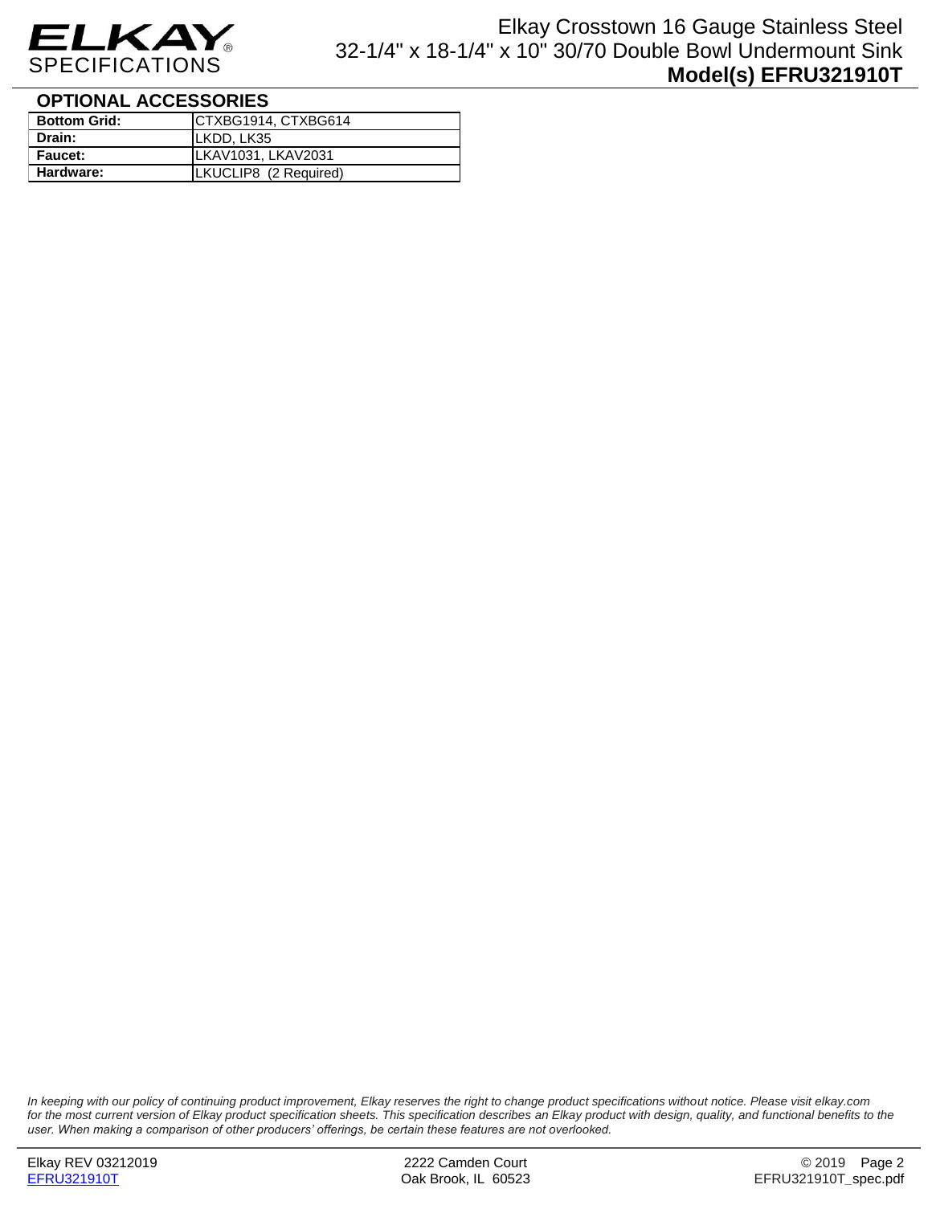## OPTIONAL ACCESSORIES

| | |
|---|---|
| **Bottom Grid:** | CTXBG1914, CTXBG614 |
| **Drain:** | LKDD, LK35 |
| **Faucet:** | LKAV1031, LKAV2031 |
| **Hardware:** | LKUCLIP8 (2 Required) |

*In keeping with our policy of continuing product improvement, Elkay reserves the right to change product specifications without notice. Please visit elkay.com for the most current version of Elkay product specification sheets. This specification describes an Elkay product with design, quality, and functional benefits to the user. When making a comparison of other producers' offerings, be certain these features are not overlooked.*

Elkay REV 03212019
EFRU321910T

2222 Camden Court
Oak Brook, IL 60523

© 2019
EFRU321910T_spec.pdf